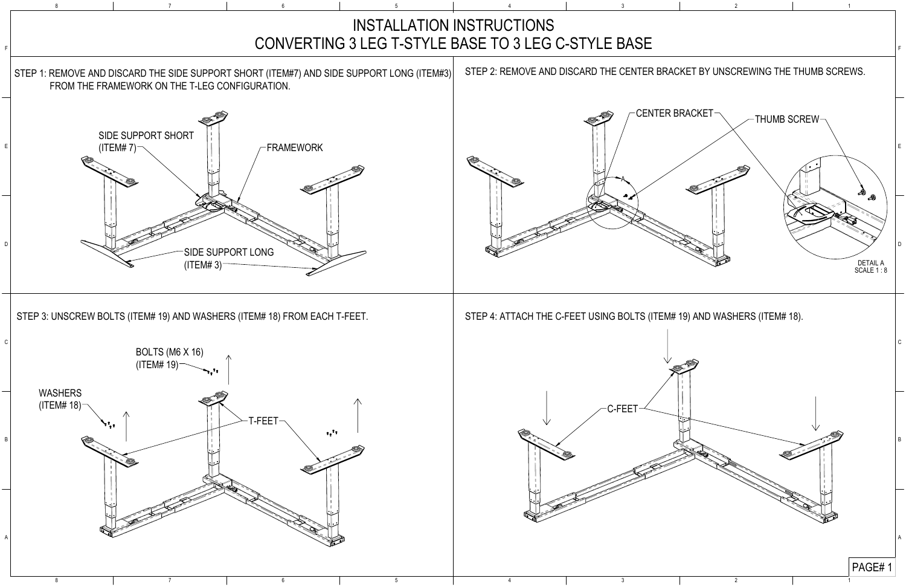# INSTALLATION INSTRUCTIONS
# CONVERTING 3 LEG T-STYLE BASE TO 3 LEG C-STYLE BASE

STEP 1: REMOVE AND DISCARD THE SIDE SUPPORT SHORT (ITEM#7) AND SIDE SUPPORT LONG (ITEM#3) FROM THE FRAMEWORK ON THE T-LEG CONFIGURATION.

SIDE SUPPORT SHORT (ITEM# 7)

FRAMEWORK

SIDE SUPPORT LONG (ITEM# 3)

STEP 2: REMOVE AND DISCARD THE CENTER BRACKET BY UNSCREWING THE THUMB SCREWS.

CENTER BRACKET

THUMB SCREW

A

DETAIL A
SCALE 1 : 8

STEP 3: UNSCREW BOLTS (ITEM# 19) AND WASHERS (ITEM# 18) FROM EACH T-FEET.

BOLTS (M6 X 16) (ITEM# 19)

WASHERS (ITEM# 18)

T-FEET

STEP 4: ATTACH THE C-FEET USING BOLTS (ITEM# 19) AND WASHERS (ITEM# 18).

C-FEET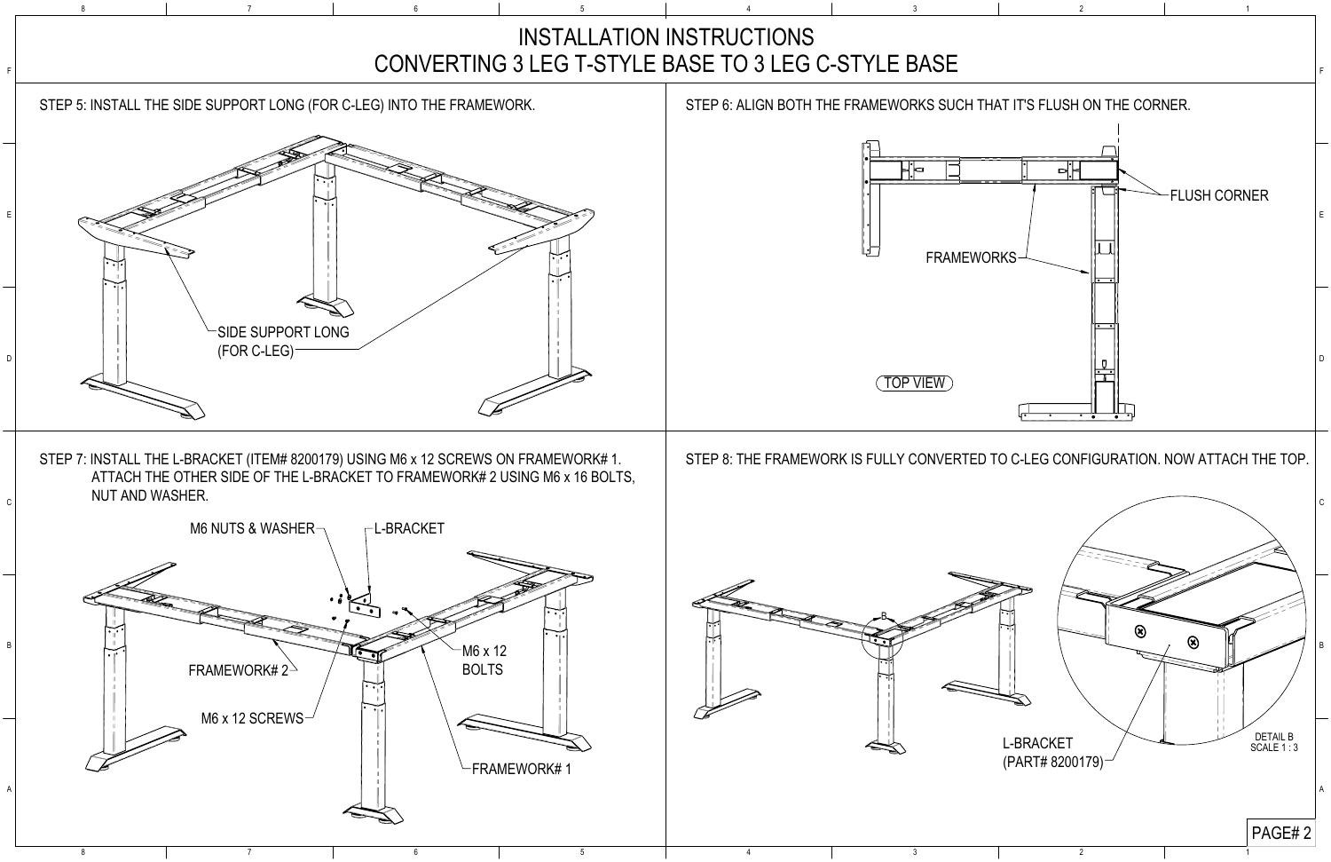# INSTALLATION INSTRUCTIONS
# CONVERTING 3 LEG T-STYLE BASE TO 3 LEG C-STYLE BASE

STEP 5: INSTALL THE SIDE SUPPORT LONG (FOR C-LEG) INTO THE FRAMEWORK.

SIDE SUPPORT LONG (FOR C-LEG)

STEP 6: ALIGN BOTH THE FRAMEWORKS SUCH THAT IT'S FLUSH ON THE CORNER.

FLUSH CORNER

FRAMEWORKS

TOP VIEW

STEP 7: INSTALL THE L-BRACKET (ITEM# 8200179) USING M6 x 12 SCREWS ON FRAMEWORK# 1. ATTACH THE OTHER SIDE OF THE L-BRACKET TO FRAMEWORK# 2 USING M6 x 16 BOLTS, NUT AND WASHER.

M6 NUTS & WASHER

L-BRACKET

M6 x 12 BOLTS

FRAMEWORK# 2

M6 x 12 SCREWS

FRAMEWORK# 1

STEP 8: THE FRAMEWORK IS FULLY CONVERTED TO C-LEG CONFIGURATION. NOW ATTACH THE TOP.

B

L-BRACKET (PART# 8200179)

DETAIL B
SCALE 1 : 3